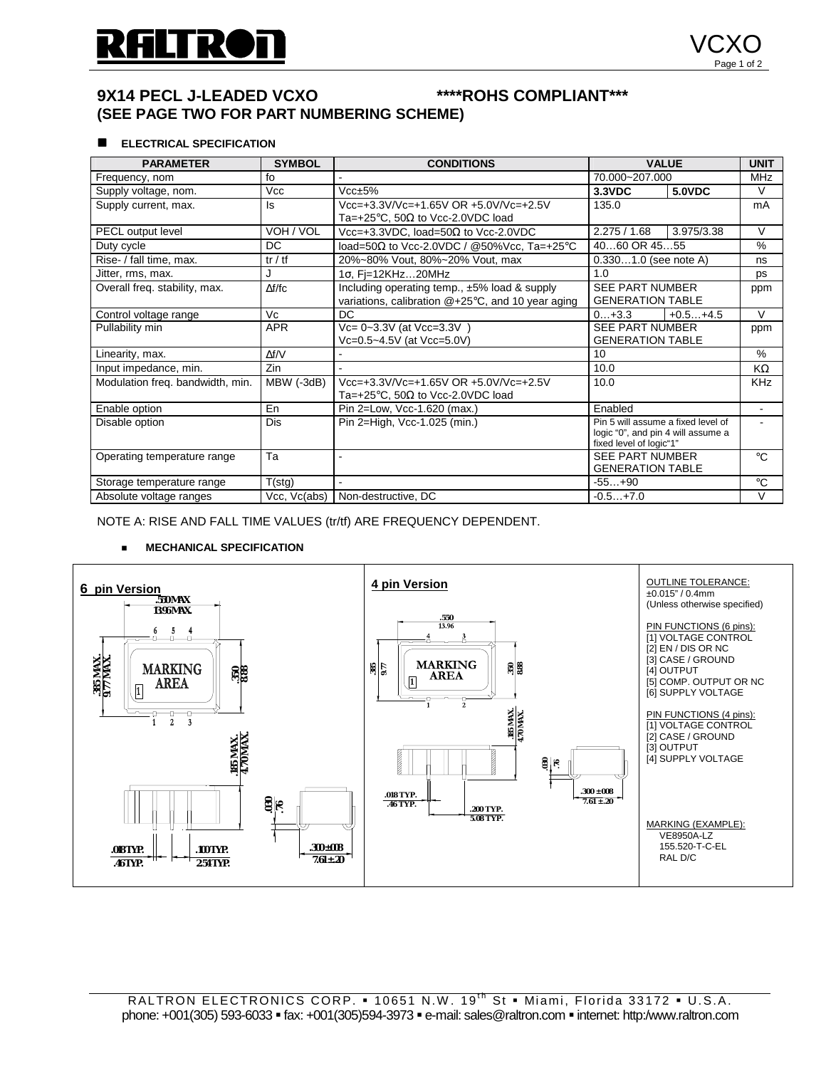# 9X14 PECL J-LEADED VCXO ****ROHS COMPLIANT***

**(SEE PAGE TWO FOR PART NUMBERING SCHEME)**

## ELECTRICAL SPECIFICATION

| PARAMETER | SYMBOL | CONDITIONS | VALUE | | UNIT |
|---|---|---|---|---|---|
| Frequency, nom | fo | - | 70.000~207.000 | | MHz |
| Supply voltage, nom. | Vcc | Vcc±5% | **3.3VDC** | **5.0VDC** | V |
| Supply current, max. | Is | Vcc=+3.3V/Vc=+1.65V OR +5.0V/Vc=+2.5V Ta=+25°C, 50Ω to Vcc-2.0VDC load | 135.0 | | mA |
| PECL output level | VOH / VOL | Vcc=+3.3VDC, load=50Ω to Vcc-2.0VDC | 2.275 / 1.68 | 3.975/3.38 | V |
| Duty cycle | DC | load=50Ω to Vcc-2.0VDC / @50%Vcc, Ta=+25°C | 40…60 OR 45…55 | | % |
| Rise- / fall time, max. | tr / tf | 20%~80% Vout, 80%~20% Vout, max | 0.330…1.0 (see note A) | | ns |
| Jitter, rms, max. | J | 1σ, Fj=12KHz…20MHz | 1.0 | | ps |
| Overall freq. stability, max. | Δf/fc | Including operating temp., ±5% load & supply variations, calibration @+25°C, and 10 year aging | SEE PART NUMBER GENERATION TABLE | | ppm |
| Control voltage range | Vc | DC | 0…+3.3 | +0.5…+4.5 | V |
| Pullability min | APR | Vc= 0~3.3V (at Vcc=3.3V ) Vc=0.5~4.5V (at Vcc=5.0V) | SEE PART NUMBER GENERATION TABLE | | ppm |
| Linearity, max. | Δf/V | - | 10 | | % |
| Input impedance, min. | Zin | - | 10.0 | | KΩ |
| Modulation freq. bandwidth, min. | MBW (-3dB) | Vcc=+3.3V/Vc=+1.65V OR +5.0V/Vc=+2.5V Ta=+25°C, 50Ω to Vcc-2.0VDC load | 10.0 | | KHz |
| Enable option | En | Pin 2=Low, Vcc-1.620 (max.) | Enabled | | - |
| Disable option | Dis | Pin 2=High, Vcc-1.025 (min.) | Pin 5 will assume a fixed level of logic "0", and pin 4 will assume a fixed level of logic"1" | | - |
| Operating temperature range | Ta | - | SEE PART NUMBER GENERATION TABLE | | °C |
| Storage temperature range | T(stg) | - | -55…+90 | | °C |
| Absolute voltage ranges | Vcc, Vc(abs) | Non-destructive, DC | -0.5…+7.0 | | V |

NOTE A: RISE AND FALL TIME VALUES (tr/tf) ARE FREQUENCY DEPENDENT.

## MECHANICAL SPECIFICATION

**6 pin Version**

.550 MAX. / 13.96 MAX.; .385 MAX. / 9.77 MAX.; .350 / 8.88; .185 MAX. / 4.70 MAX.; .030 / .76; .018 TYP. / .46 TYP.; .100 TYP. / 2.54 TYP.; .300±.008 / 7.61±.20

**4 pin Version**

.550 / 13.96; .385 / 9.77; .350 / 8.88; .185 MAX. / 4.70 MAX.; .030 / .76; .018 TYP. / .46 TYP.; .200 TYP. / 5.08 TYP.; .300±.008 / 7.61±.20

OUTLINE TOLERANCE:
±0.015" / 0.4mm
(Unless otherwise specified)

PIN FUNCTIONS (6 pins):
[1] VOLTAGE CONTROL
[2] EN / DIS OR NC
[3] CASE / GROUND
[4] OUTPUT
[5] COMP. OUTPUT OR NC
[6] SUPPLY VOLTAGE

PIN FUNCTIONS (4 pins):
[1] VOLTAGE CONTROL
[2] CASE / GROUND
[3] OUTPUT
[4] SUPPLY VOLTAGE

MARKING (EXAMPLE):
VE8950A-LZ
155.520-T-C-EL
RAL D/C

RALTRON ELECTRONICS CORP. ▪ 10651 N.W. 19th St ▪ Miami, Florida 33172 ▪ U.S.A.
phone: +001(305) 593-6033 ▪ fax: +001(305)594-3973 ▪ e-mail: sales@raltron.com ▪ internet: http:/www.raltron.com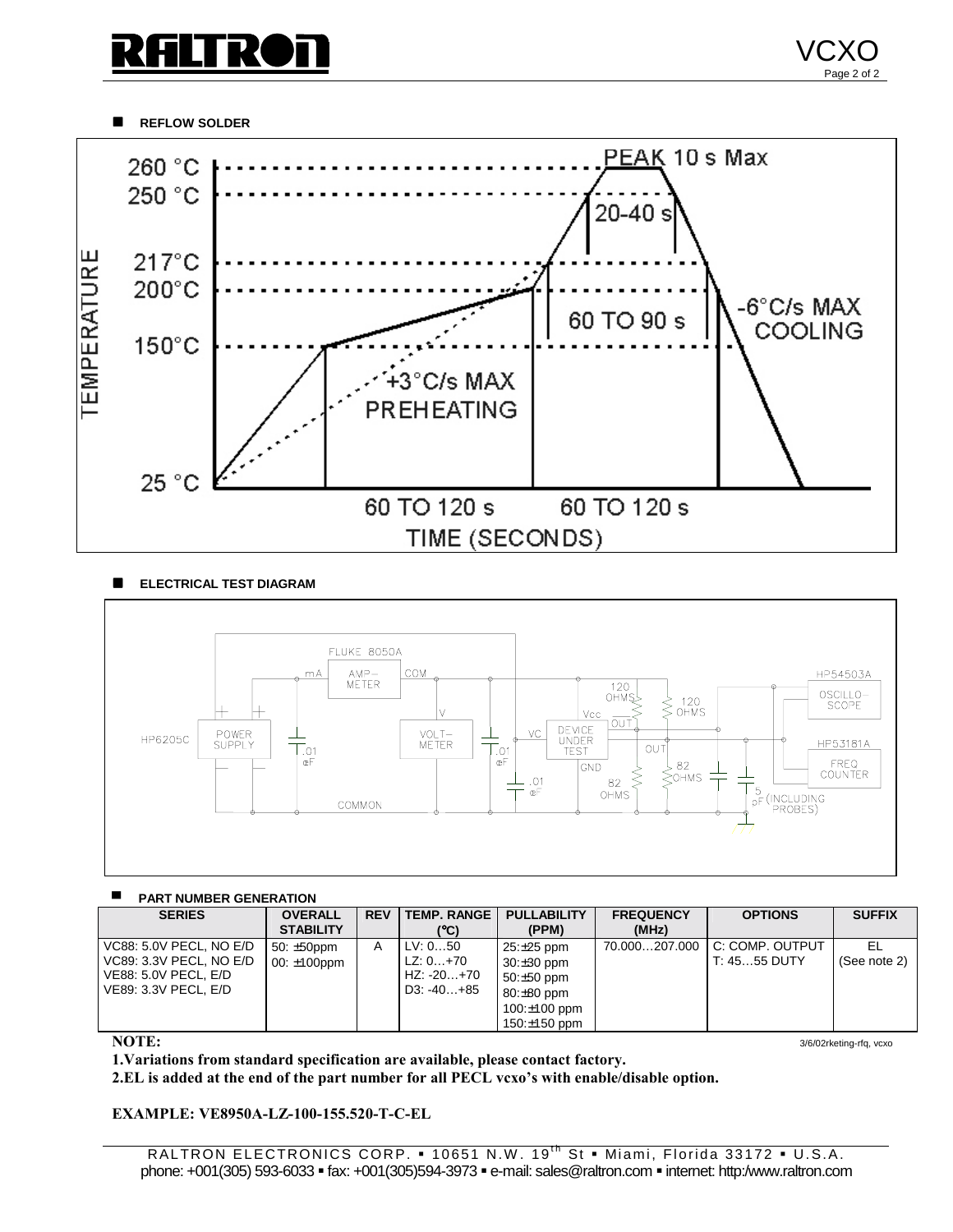## REFLOW SOLDER

260 °C
250 °C
217°C
200°C
150°C
25 °C
TEMPERATURE
PEAK 10 s Max
20-40 s
60 TO 90 s
-6°C/s MAX COOLING
+3°C/s MAX PREHEATING
60 TO 120 s
60 TO 120 s
TIME (SECONDS)

## ELECTRICAL TEST DIAGRAM

FLUKE 8050A
mA AMP-METER COM
HP6205C POWER SUPPLY
.01 µF
V VOLT-METER
.01 µF
.01 µF
COMMON
VC DEVICE UNDER TEST
Vcc
OUT
OUT
GND
120 OHMS
120 OHMS
82 OHMS
82 OHMS
5 pF (INCLUDING PROBES)
HP54503A OSCILLO-SCOPE
HP53181A FREQ COUNTER

## PART NUMBER GENERATION

| SERIES | OVERALL STABILITY | REV | TEMP. RANGE (°C) | PULLABILITY (PPM) | FREQUENCY (MHz) | OPTIONS | SUFFIX |
|---|---|---|---|---|---|---|---|
| VC88: 5.0V PECL, NO E/D<br>VC89: 3.3V PECL, NO E/D<br>VE88: 5.0V PECL, E/D<br>VE89: 3.3V PECL, E/D | 50: ±50ppm<br>00: ±100ppm | A | LV: 0…50<br>LZ: 0…+70<br>HZ: -20…+70<br>D3: -40…+85 | 25:±25 ppm<br>30:±30 ppm<br>50:±50 ppm<br>80:±80 ppm<br>100:±100 ppm<br>150:±150 ppm | 70.000…207.000 | C: COMP. OUTPUT<br>T: 45…55 DUTY | EL<br>(See note 2) |

**NOTE:**

3/6/02rketing-rfq, vcxo

**1.Variations from standard specification are available, please contact factory.**

**2.EL is added at the end of the part number for all PECL vcxo's with enable/disable option.**

**EXAMPLE: VE8950A-LZ-100-155.520-T-C-EL**

RALTRON ELECTRONICS CORP. ▪ 10651 N.W. 19th St ▪ Miami, Florida 33172 ▪ U.S.A.
phone: +001(305) 593-6033 ▪ fax: +001(305)594-3973 ▪ e-mail: sales@raltron.com ▪ internet: http:/www.raltron.com